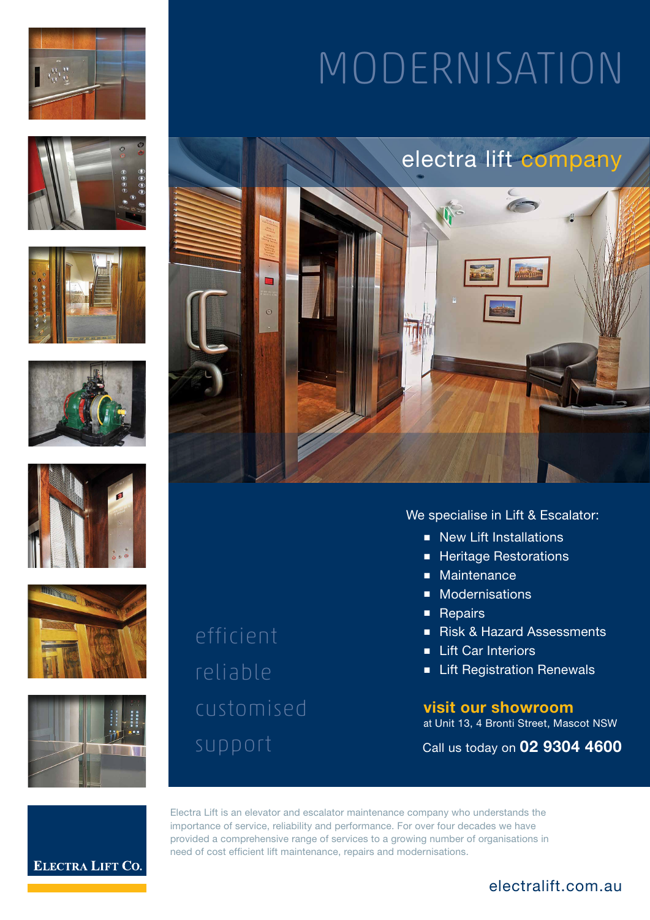# MODERNISATION

electra lift company

We specialise in Lift & Escalator:

- New Lift Installations
- Heritage Restorations
- Maintenance
- Modernisations
- Repairs
- Risk & Hazard Assessments
- Lift Car Interiors
- Lift Registration Renewals

efficient
reliable
customised
support

**visit our showroom**
at Unit 13, 4 Bronti Street, Mascot NSW

Call us today on **02 9304 4600**

Electra Lift is an elevator and escalator maintenance company who understands the importance of service, reliability and performance. For over four decades we have provided a comprehensive range of services to a growing number of organisations in need of cost efficient lift maintenance, repairs and modernisations.

ELECTRA LIFT CO.

electralift.com.au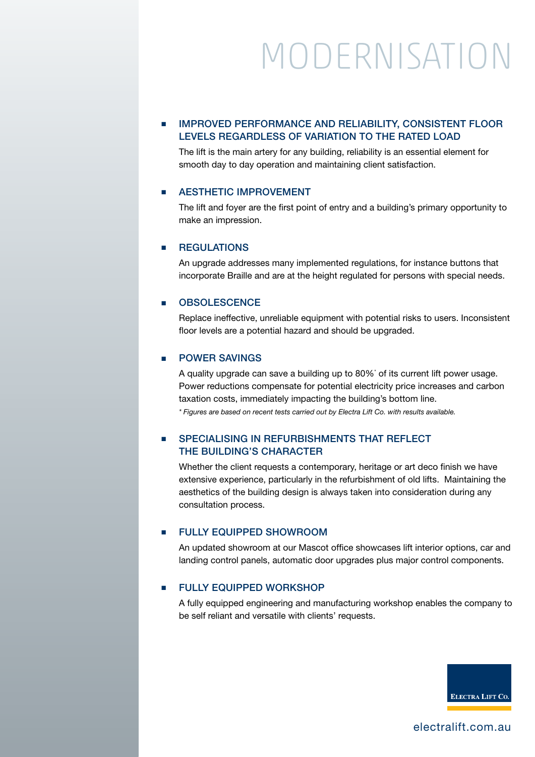# MODERNISATION

- **IMPROVED PERFORMANCE AND RELIABILITY, CONSISTENT FLOOR LEVELS REGARDLESS OF VARIATION TO THE RATED LOAD**

  The lift is the main artery for any building, reliability is an essential element for smooth day to day operation and maintaining client satisfaction.

- **AESTHETIC IMPROVEMENT**

  The lift and foyer are the first point of entry and a building's primary opportunity to make an impression.

- **REGULATIONS**

  An upgrade addresses many implemented regulations, for instance buttons that incorporate Braille and are at the height regulated for persons with special needs.

- **OBSOLESCENCE**

  Replace ineffective, unreliable equipment with potential risks to users. Inconsistent floor levels are a potential hazard and should be upgraded.

- **POWER SAVINGS**

  A quality upgrade can save a building up to 80%* of its current lift power usage. Power reductions compensate for potential electricity price increases and carbon taxation costs, immediately impacting the building's bottom line.

  *\* Figures are based on recent tests carried out by Electra Lift Co. with results available.*

- **SPECIALISING IN REFURBISHMENTS THAT REFLECT THE BUILDING'S CHARACTER**

  Whether the client requests a contemporary, heritage or art deco finish we have extensive experience, particularly in the refurbishment of old lifts. Maintaining the aesthetics of the building design is always taken into consideration during any consultation process.

- **FULLY EQUIPPED SHOWROOM**

  An updated showroom at our Mascot office showcases lift interior options, car and landing control panels, automatic door upgrades plus major control components.

- **FULLY EQUIPPED WORKSHOP**

  A fully equipped engineering and manufacturing workshop enables the company to be self reliant and versatile with clients' requests.

ELECTRA LIFT CO.

electralift.com.au